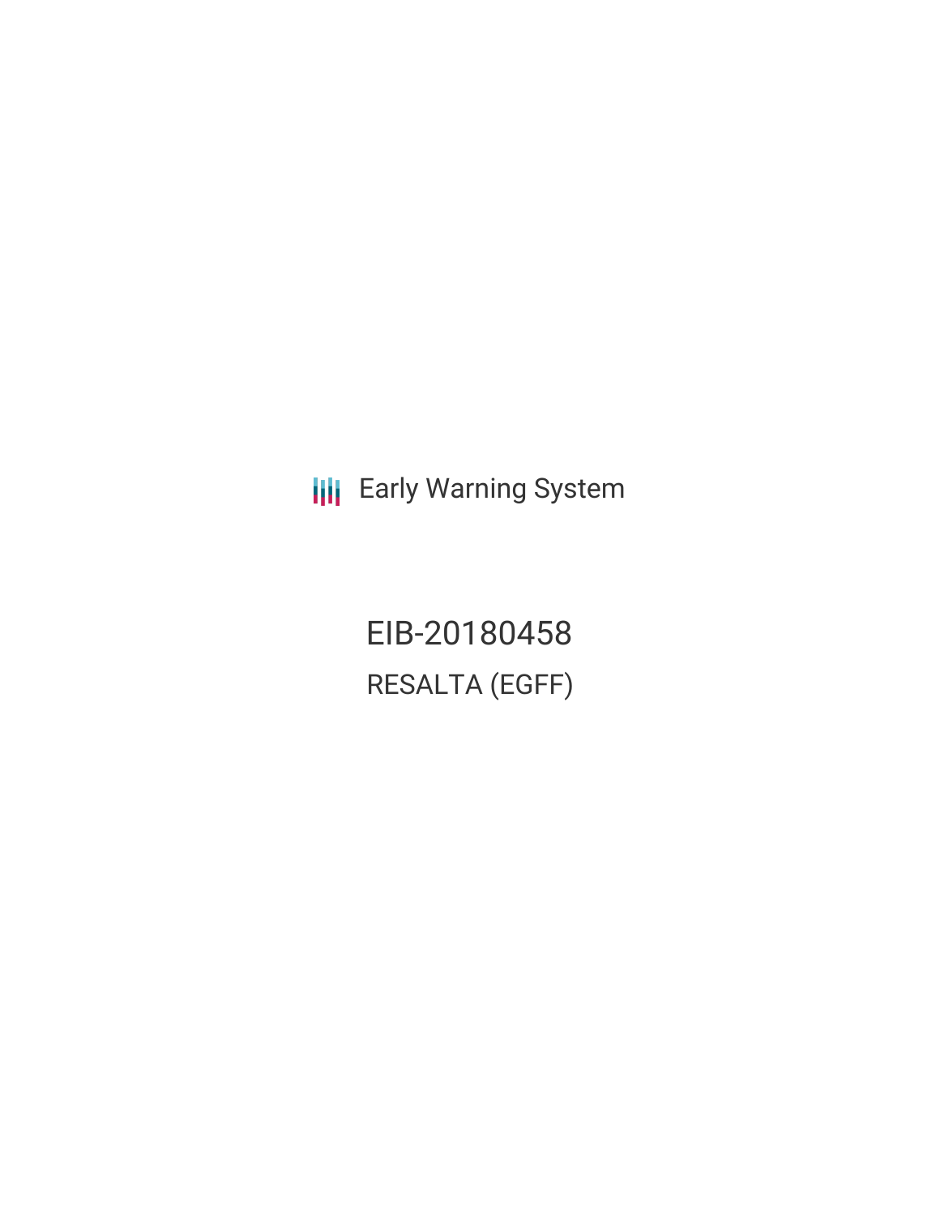Early Warning System

# EIB-20180458

## RESALTA (EGFF)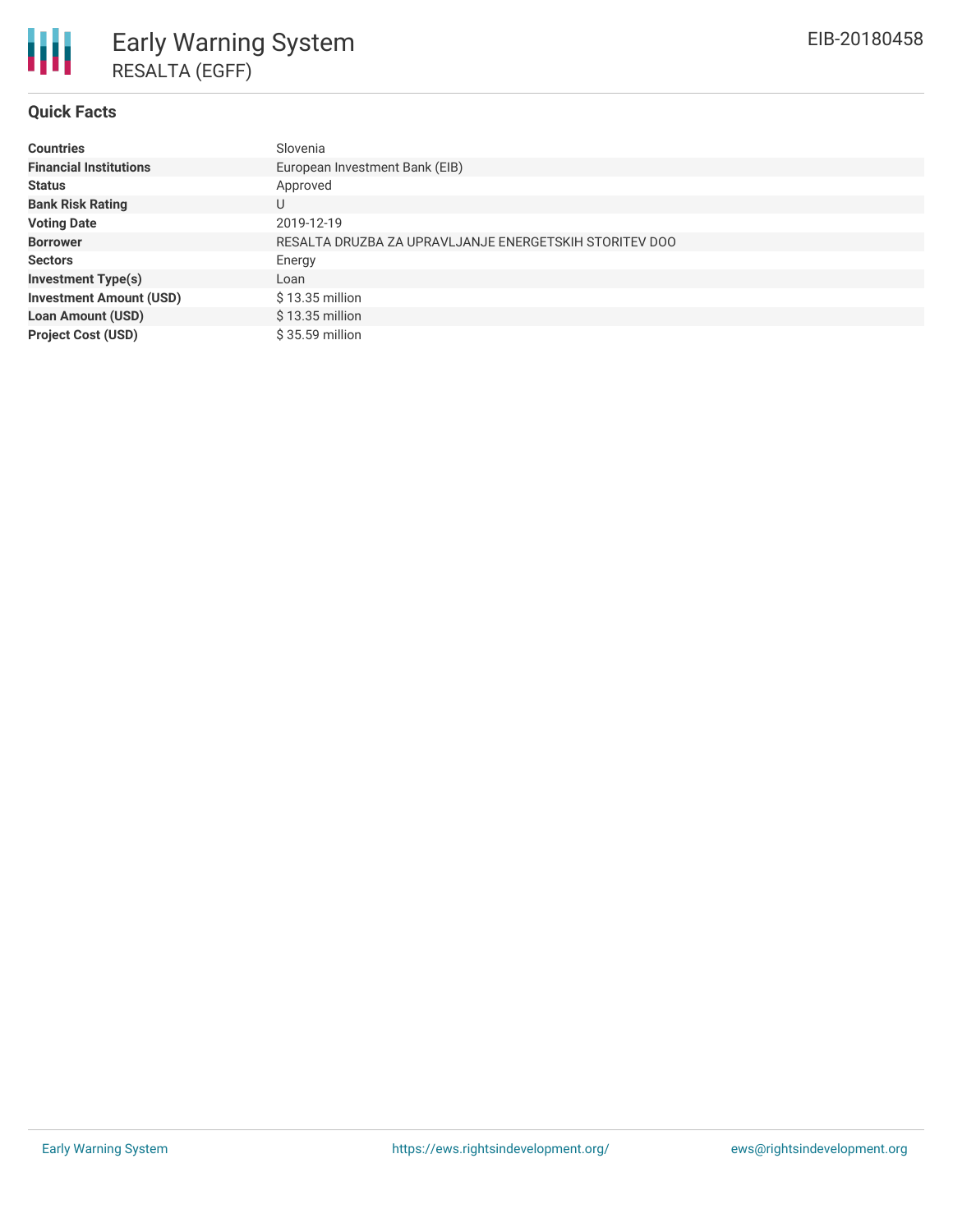# Early Warning System

## RESALTA (EGFF)

EIB-20180458

### Quick Facts

| | |
|---|---|
| **Countries** | Slovenia |
| **Financial Institutions** | European Investment Bank (EIB) |
| **Status** | Approved |
| **Bank Risk Rating** | U |
| **Voting Date** | 2019-12-19 |
| **Borrower** | RESALTA DRUZBA ZA UPRAVLJANJE ENERGETSKIH STORITEV DOO |
| **Sectors** | Energy |
| **Investment Type(s)** | Loan |
| **Investment Amount (USD)** | $ 13.35 million |
| **Loan Amount (USD)** | $ 13.35 million |
| **Project Cost (USD)** | $ 35.59 million |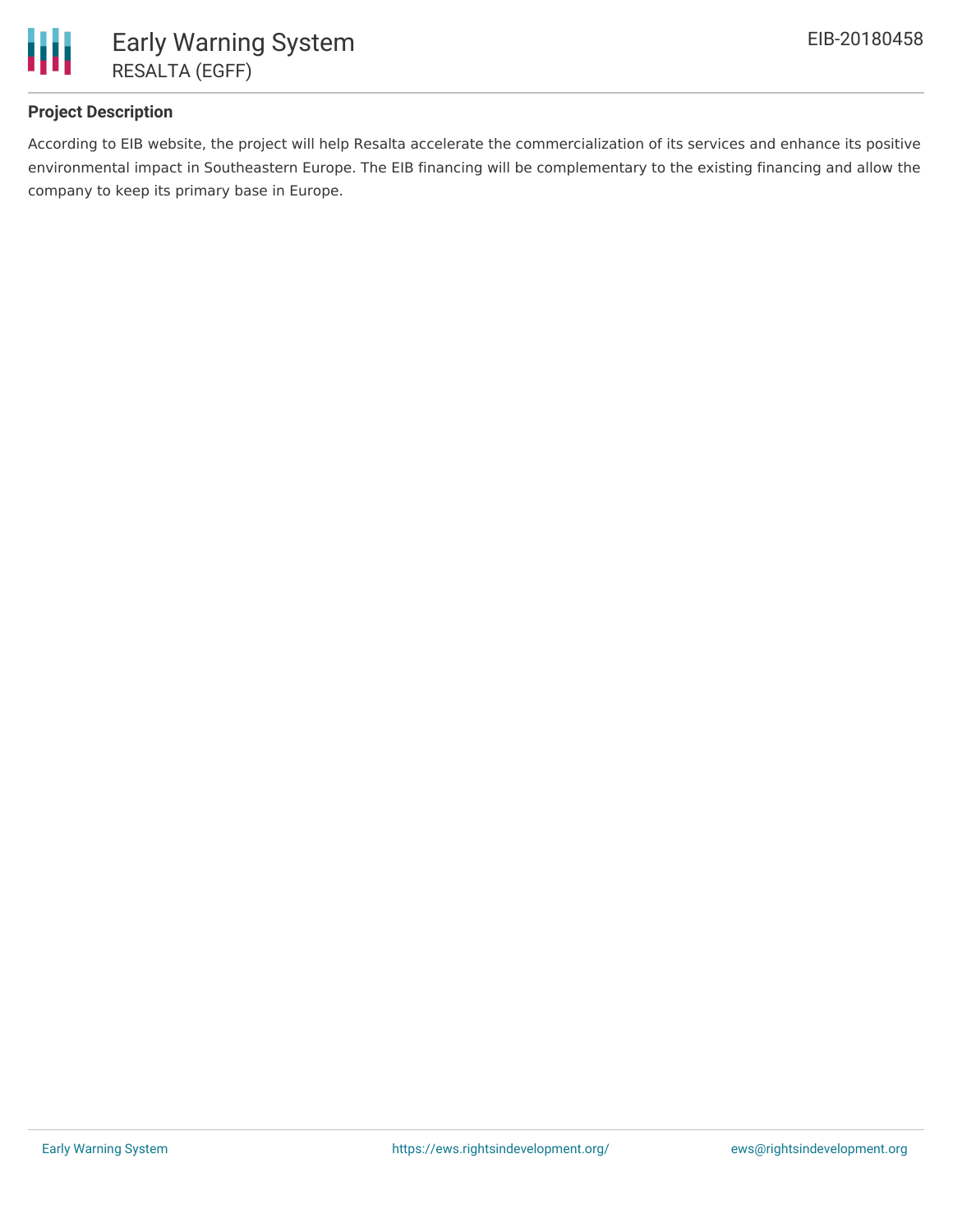### Project Description

According to EIB website, the project will help Resalta accelerate the commercialization of its services and enhance its positive environmental impact in Southeastern Europe. The EIB financing will be complementary to the existing financing and allow the company to keep its primary base in Europe.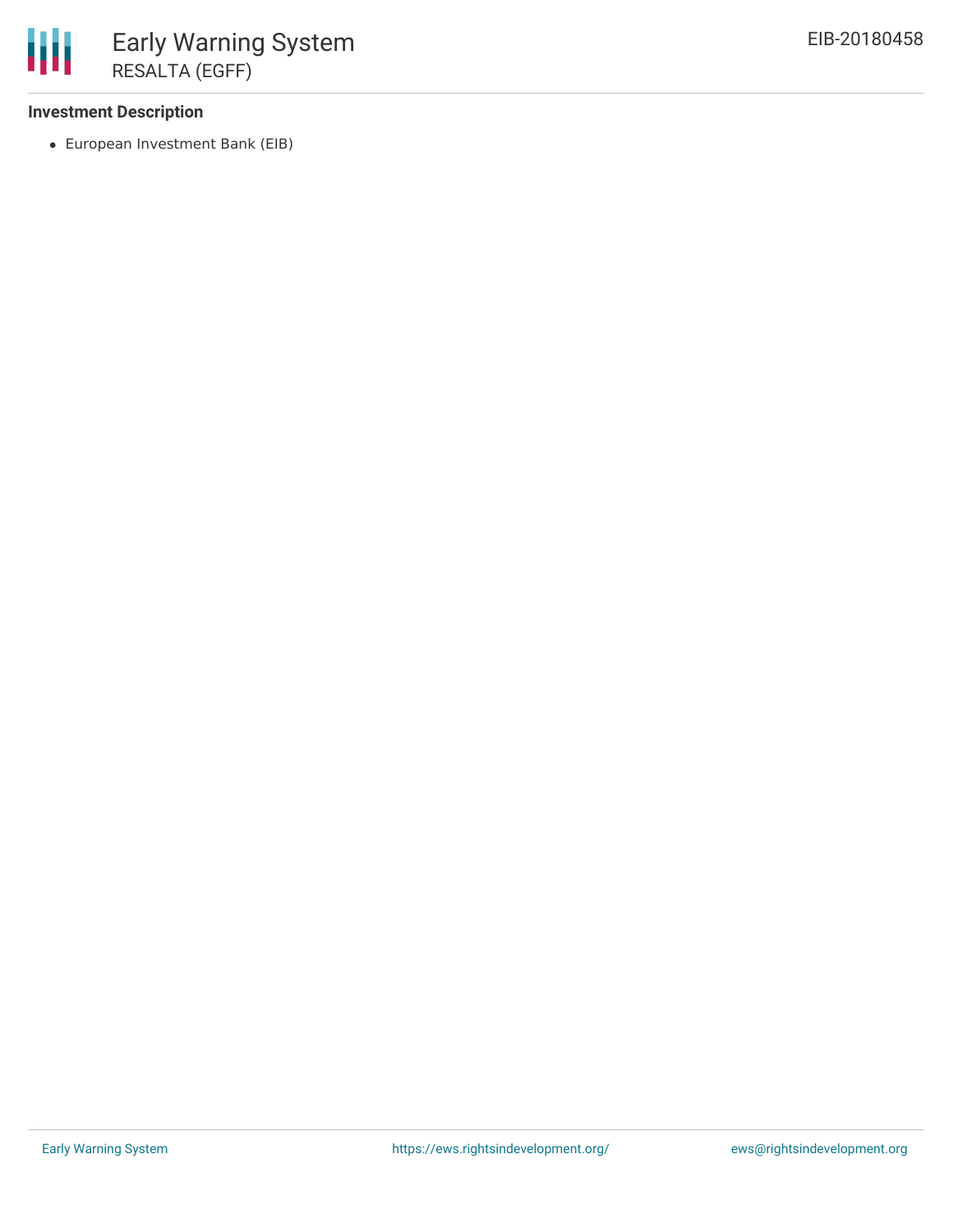**Investment Description**

- European Investment Bank (EIB)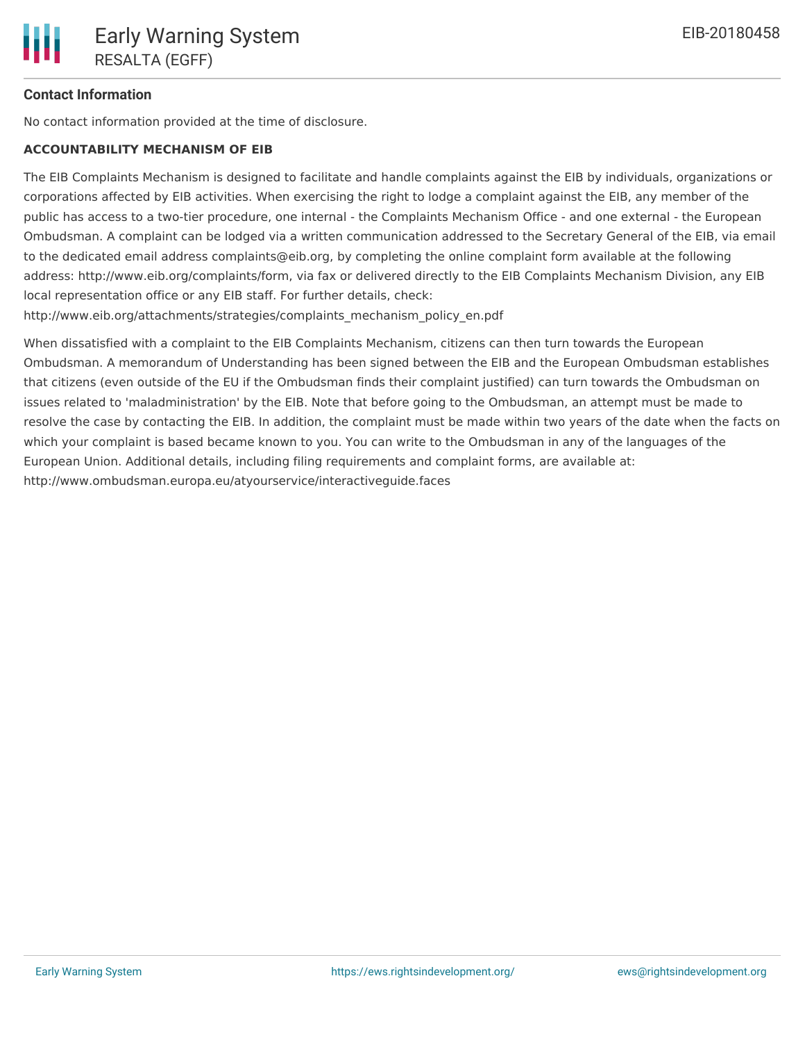**Contact Information**

No contact information provided at the time of disclosure.

**ACCOUNTABILITY MECHANISM OF EIB**

The EIB Complaints Mechanism is designed to facilitate and handle complaints against the EIB by individuals, organizations or corporations affected by EIB activities. When exercising the right to lodge a complaint against the EIB, any member of the public has access to a two-tier procedure, one internal - the Complaints Mechanism Office - and one external - the European Ombudsman. A complaint can be lodged via a written communication addressed to the Secretary General of the EIB, via email to the dedicated email address complaints@eib.org, by completing the online complaint form available at the following address: http://www.eib.org/complaints/form, via fax or delivered directly to the EIB Complaints Mechanism Division, any EIB local representation office or any EIB staff. For further details, check: http://www.eib.org/attachments/strategies/complaints_mechanism_policy_en.pdf

When dissatisfied with a complaint to the EIB Complaints Mechanism, citizens can then turn towards the European Ombudsman. A memorandum of Understanding has been signed between the EIB and the European Ombudsman establishes that citizens (even outside of the EU if the Ombudsman finds their complaint justified) can turn towards the Ombudsman on issues related to 'maladministration' by the EIB. Note that before going to the Ombudsman, an attempt must be made to resolve the case by contacting the EIB. In addition, the complaint must be made within two years of the date when the facts on which your complaint is based became known to you. You can write to the Ombudsman in any of the languages of the European Union. Additional details, including filing requirements and complaint forms, are available at: http://www.ombudsman.europa.eu/atyourservice/interactiveguide.faces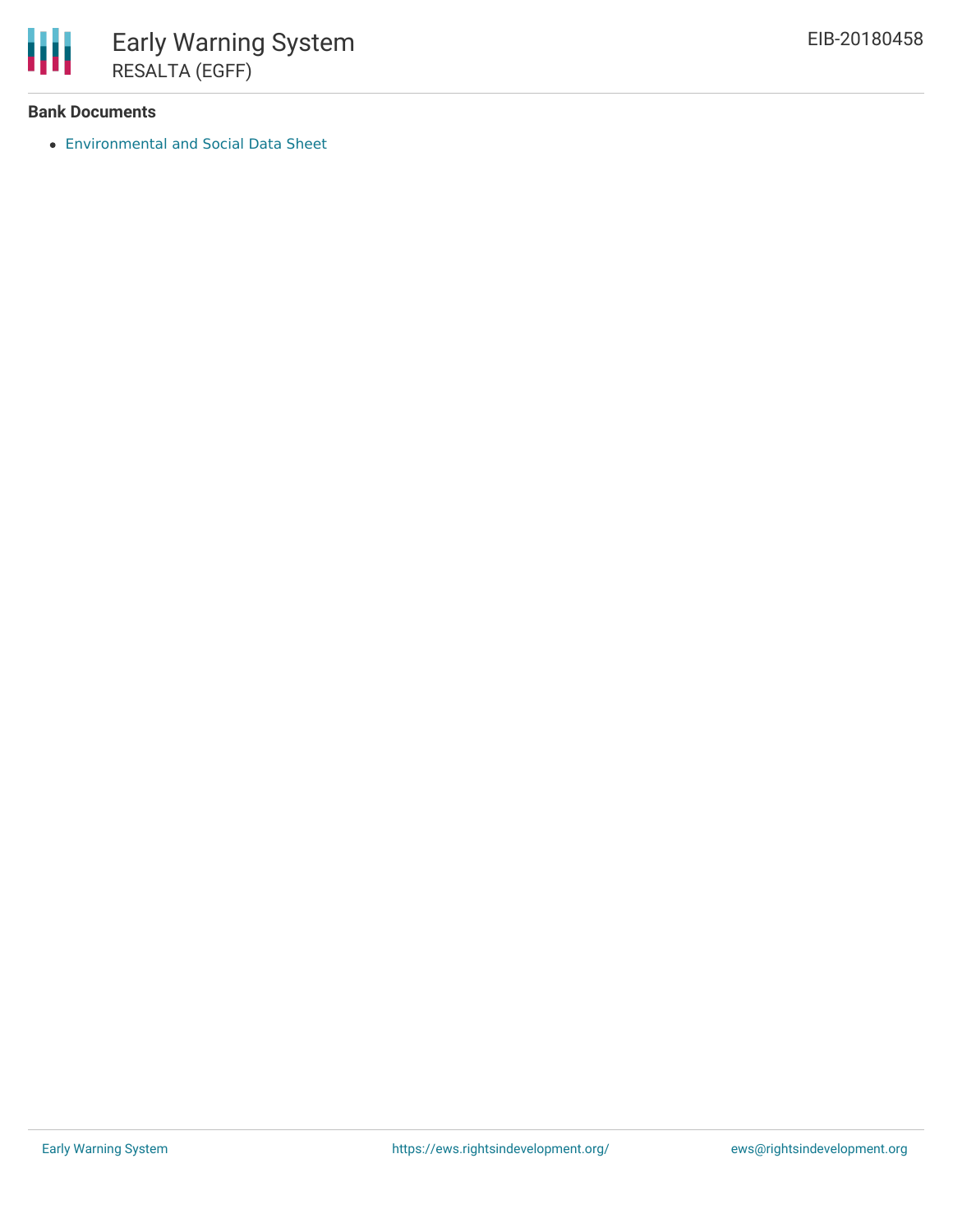**Bank Documents**

- Environmental and Social Data Sheet